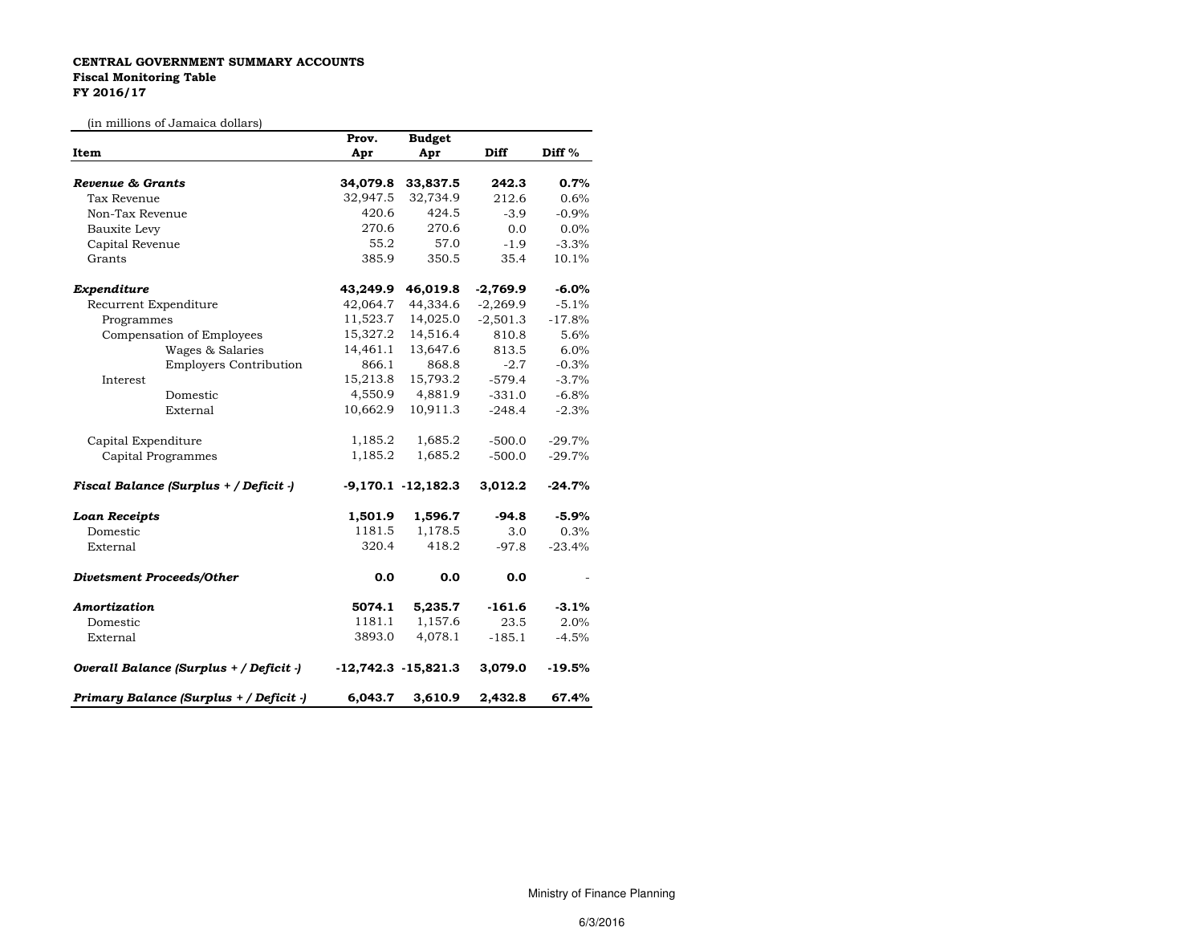**CENTRAL GOVERNMENT SUMMARY ACCOUNTS**
**Fiscal Monitoring Table**
**FY 2016/17**

(in millions of Jamaica dollars)

| Item | Prov. Apr | Budget Apr | Diff | Diff % |
|---|---|---|---|---|
| ***Revenue & Grants*** | **34,079.8** | **33,837.5** | **242.3** | **0.7%** |
| Tax Revenue | 32,947.5 | 32,734.9 | 212.6 | 0.6% |
| Non-Tax Revenue | 420.6 | 424.5 | -3.9 | -0.9% |
| Bauxite Levy | 270.6 | 270.6 | 0.0 | 0.0% |
| Capital Revenue | 55.2 | 57.0 | -1.9 | -3.3% |
| Grants | 385.9 | 350.5 | 35.4 | 10.1% |
| ***Expenditure*** | **43,249.9** | **46,019.8** | **-2,769.9** | **-6.0%** |
| Recurrent Expenditure | 42,064.7 | 44,334.6 | -2,269.9 | -5.1% |
| Programmes | 11,523.7 | 14,025.0 | -2,501.3 | -17.8% |
| Compensation of Employees | 15,327.2 | 14,516.4 | 810.8 | 5.6% |
| Wages & Salaries | 14,461.1 | 13,647.6 | 813.5 | 6.0% |
| Employers Contribution | 866.1 | 868.8 | -2.7 | -0.3% |
| Interest | 15,213.8 | 15,793.2 | -579.4 | -3.7% |
| Domestic | 4,550.9 | 4,881.9 | -331.0 | -6.8% |
| External | 10,662.9 | 10,911.3 | -248.4 | -2.3% |
| Capital Expenditure | 1,185.2 | 1,685.2 | -500.0 | -29.7% |
| Capital Programmes | 1,185.2 | 1,685.2 | -500.0 | -29.7% |
| ***Fiscal Balance (Surplus + / Deficit -)*** | **-9,170.1** | **-12,182.3** | **3,012.2** | **-24.7%** |
| ***Loan Receipts*** | **1,501.9** | **1,596.7** | **-94.8** | **-5.9%** |
| Domestic | 1181.5 | 1,178.5 | 3.0 | 0.3% |
| External | 320.4 | 418.2 | -97.8 | -23.4% |
| ***Divetsment Proceeds/Other*** | **0.0** | **0.0** | **0.0** | - |
| ***Amortization*** | **5074.1** | **5,235.7** | **-161.6** | **-3.1%** |
| Domestic | 1181.1 | 1,157.6 | 23.5 | 2.0% |
| External | 3893.0 | 4,078.1 | -185.1 | -4.5% |
| ***Overall Balance (Surplus + / Deficit -)*** | **-12,742.3** | **-15,821.3** | **3,079.0** | **-19.5%** |
| ***Primary Balance (Surplus + / Deficit -)*** | **6,043.7** | **3,610.9** | **2,432.8** | **67.4%** |

Ministry of Finance Planning

6/3/2016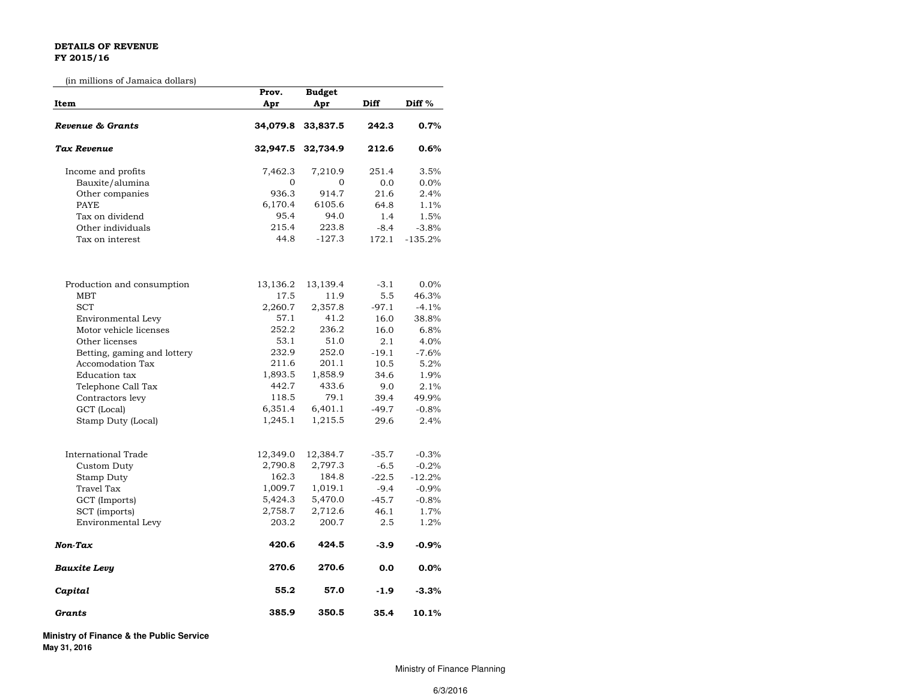**DETAILS OF REVENUE**
**FY 2015/16**

(in millions of Jamaica dollars)

| Item | Prov. Apr | Budget Apr | Diff | Diff % |
|---|---|---|---|---|
| ***Revenue & Grants*** | **34,079.8** | **33,837.5** | **242.3** | **0.7%** |
| ***Tax Revenue*** | **32,947.5** | **32,734.9** | **212.6** | **0.6%** |
| Income and profits | 7,462.3 | 7,210.9 | 251.4 | 3.5% |
| Bauxite/alumina | 0 | 0 | 0.0 | 0.0% |
| Other companies | 936.3 | 914.7 | 21.6 | 2.4% |
| PAYE | 6,170.4 | 6105.6 | 64.8 | 1.1% |
| Tax on dividend | 95.4 | 94.0 | 1.4 | 1.5% |
| Other individuals | 215.4 | 223.8 | -8.4 | -3.8% |
| Tax on interest | 44.8 | -127.3 | 172.1 | -135.2% |
| Production and consumption | 13,136.2 | 13,139.4 | -3.1 | 0.0% |
| MBT | 17.5 | 11.9 | 5.5 | 46.3% |
| SCT | 2,260.7 | 2,357.8 | -97.1 | -4.1% |
| Environmental Levy | 57.1 | 41.2 | 16.0 | 38.8% |
| Motor vehicle licenses | 252.2 | 236.2 | 16.0 | 6.8% |
| Other licenses | 53.1 | 51.0 | 2.1 | 4.0% |
| Betting, gaming and lottery | 232.9 | 252.0 | -19.1 | -7.6% |
| Accomodation Tax | 211.6 | 201.1 | 10.5 | 5.2% |
| Education tax | 1,893.5 | 1,858.9 | 34.6 | 1.9% |
| Telephone Call Tax | 442.7 | 433.6 | 9.0 | 2.1% |
| Contractors levy | 118.5 | 79.1 | 39.4 | 49.9% |
| GCT (Local) | 6,351.4 | 6,401.1 | -49.7 | -0.8% |
| Stamp Duty (Local) | 1,245.1 | 1,215.5 | 29.6 | 2.4% |
| International Trade | 12,349.0 | 12,384.7 | -35.7 | -0.3% |
| Custom Duty | 2,790.8 | 2,797.3 | -6.5 | -0.2% |
| Stamp Duty | 162.3 | 184.8 | -22.5 | -12.2% |
| Travel Tax | 1,009.7 | 1,019.1 | -9.4 | -0.9% |
| GCT (Imports) | 5,424.3 | 5,470.0 | -45.7 | -0.8% |
| SCT (imports) | 2,758.7 | 2,712.6 | 46.1 | 1.7% |
| Environmental Levy | 203.2 | 200.7 | 2.5 | 1.2% |
| ***Non-Tax*** | **420.6** | **424.5** | **-3.9** | **-0.9%** |
| ***Bauxite Levy*** | **270.6** | **270.6** | **0.0** | **0.0%** |
| ***Capital*** | **55.2** | **57.0** | **-1.9** | **-3.3%** |
| ***Grants*** | **385.9** | **350.5** | **35.4** | **10.1%** |

**Ministry of Finance & the Public Service**
**May 31, 2016**

Ministry of Finance Planning

6/3/2016